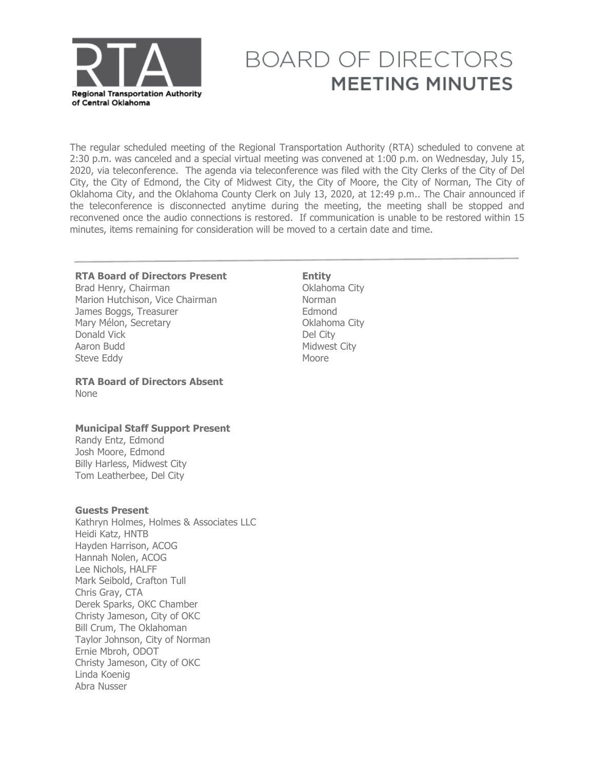# BOARD OF DIRECTORS
## MEETING MINUTES

Regional Transportation Authority of Central Oklahoma

The regular scheduled meeting of the Regional Transportation Authority (RTA) scheduled to convene at 2:30 p.m. was canceled and a special virtual meeting was convened at 1:00 p.m. on Wednesday, July 15, 2020, via teleconference. The agenda via teleconference was filed with the City Clerks of the City of Del City, the City of Edmond, the City of Midwest City, the City of Moore, the City of Norman, The City of Oklahoma City, and the Oklahoma County Clerk on July 13, 2020, at 12:49 p.m.. The Chair announced if the teleconference is disconnected anytime during the meeting, the meeting shall be stopped and reconvened once the audio connections is restored. If communication is unable to be restored within 15 minutes, items remaining for consideration will be moved to a certain date and time.

---

| **RTA Board of Directors Present** | **Entity** |
|---|---|
| Brad Henry, Chairman | Oklahoma City |
| Marion Hutchison, Vice Chairman | Norman |
| James Boggs, Treasurer | Edmond |
| Mary Mélon, Secretary | Oklahoma City |
| Donald Vick | Del City |
| Aaron Budd | Midwest City |
| Steve Eddy | Moore |

**RTA Board of Directors Absent**
None

**Municipal Staff Support Present**
Randy Entz, Edmond
Josh Moore, Edmond
Billy Harless, Midwest City
Tom Leatherbee, Del City

**Guests Present**
Kathryn Holmes, Holmes & Associates LLC
Heidi Katz, HNTB
Hayden Harrison, ACOG
Hannah Nolen, ACOG
Lee Nichols, HALFF
Mark Seibold, Crafton Tull
Chris Gray, CTA
Derek Sparks, OKC Chamber
Christy Jameson, City of OKC
Bill Crum, The Oklahoman
Taylor Johnson, City of Norman
Ernie Mbroh, ODOT
Christy Jameson, City of OKC
Linda Koenig
Abra Nusser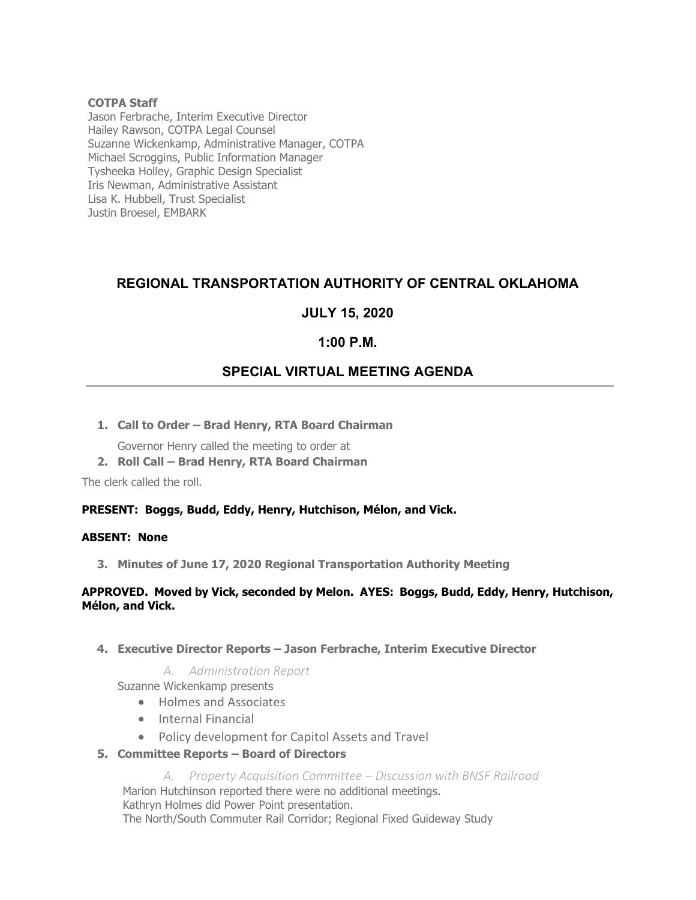**COTPA Staff**
Jason Ferbrache, Interim Executive Director
Hailey Rawson, COTPA Legal Counsel
Suzanne Wickenkamp, Administrative Manager, COTPA
Michael Scroggins, Public Information Manager
Tysheeka Holley, Graphic Design Specialist
Iris Newman, Administrative Assistant
Lisa K. Hubbell, Trust Specialist
Justin Broesel, EMBARK

## REGIONAL TRANSPORTATION AUTHORITY OF CENTRAL OKLAHOMA

## JULY 15, 2020

## 1:00 P.M.

## SPECIAL VIRTUAL MEETING AGENDA

---

1. **Call to Order – Brad Henry, RTA Board Chairman**

   Governor Henry called the meeting to order at

2. **Roll Call – Brad Henry, RTA Board Chairman**

The clerk called the roll.

**PRESENT: Boggs, Budd, Eddy, Henry, Hutchison, Mélon, and Vick.**

**ABSENT: None**

3. **Minutes of June 17, 2020 Regional Transportation Authority Meeting**

**APPROVED. Moved by Vick, seconded by Melon. AYES: Boggs, Budd, Eddy, Henry, Hutchison, Mélon, and Vick.**

4. **Executive Director Reports – Jason Ferbrache, Interim Executive Director**

   *A. Administration Report*

   Suzanne Wickenkamp presents
   - Holmes and Associates
   - Internal Financial
   - Policy development for Capitol Assets and Travel

5. **Committee Reports – Board of Directors**

   *A. Property Acquisition Committee – Discussion with BNSF Railroad*

   Marion Hutchinson reported there were no additional meetings.
   Kathryn Holmes did Power Point presentation.
   The North/South Commuter Rail Corridor; Regional Fixed Guideway Study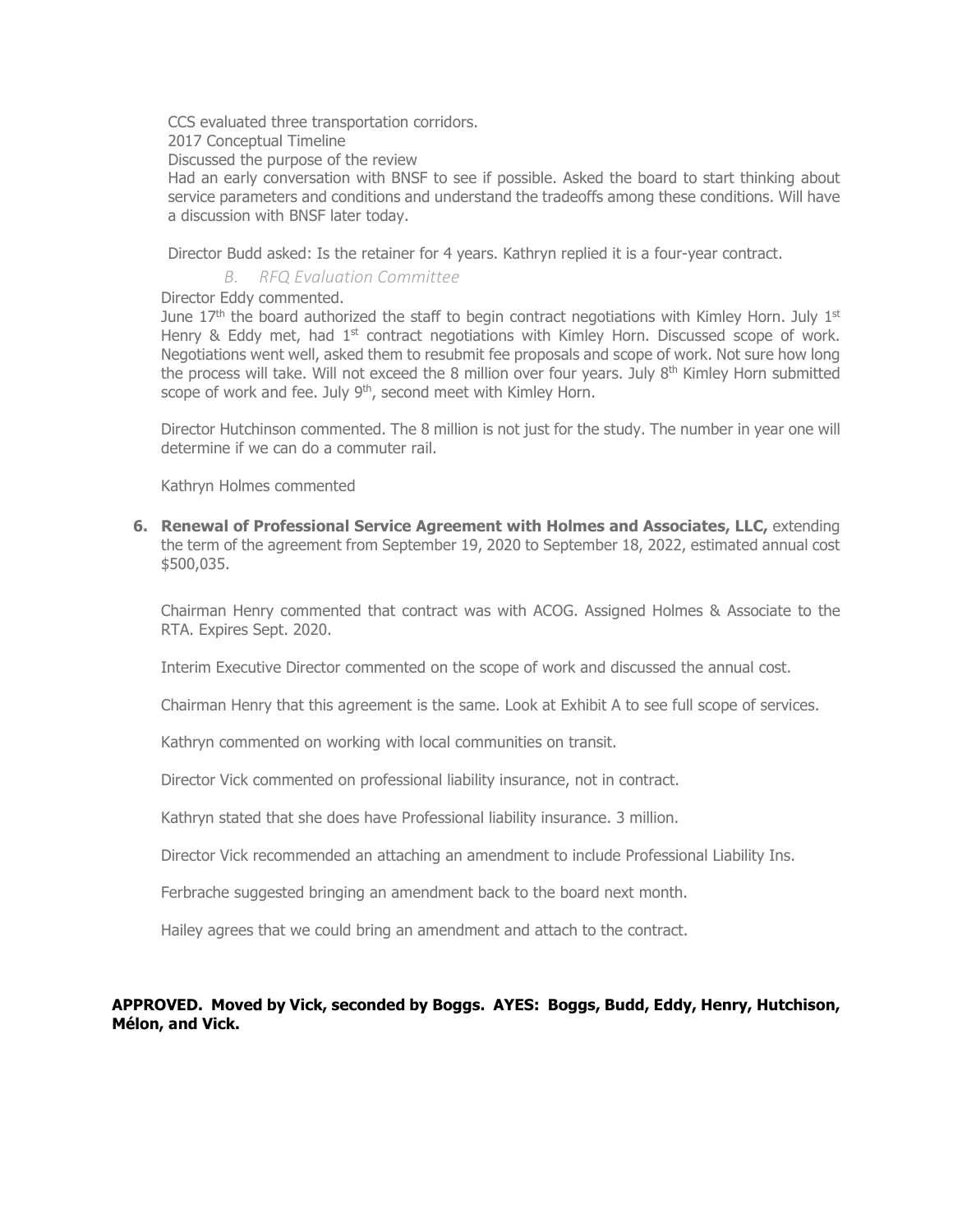CCS evaluated three transportation corridors.

2017 Conceptual Timeline

Discussed the purpose of the review

Had an early conversation with BNSF to see if possible. Asked the board to start thinking about service parameters and conditions and understand the tradeoffs among these conditions. Will have a discussion with BNSF later today.

Director Budd asked: Is the retainer for 4 years. Kathryn replied it is a four-year contract.

*B. RFQ Evaluation Committee*

Director Eddy commented.

June 17th the board authorized the staff to begin contract negotiations with Kimley Horn. July 1st Henry & Eddy met, had 1st contract negotiations with Kimley Horn. Discussed scope of work. Negotiations went well, asked them to resubmit fee proposals and scope of work. Not sure how long the process will take. Will not exceed the 8 million over four years. July 8th Kimley Horn submitted scope of work and fee. July 9th, second meet with Kimley Horn.

Director Hutchinson commented. The 8 million is not just for the study. The number in year one will determine if we can do a commuter rail.

Kathryn Holmes commented

**6. Renewal of Professional Service Agreement with Holmes and Associates, LLC,** extending the term of the agreement from September 19, 2020 to September 18, 2022, estimated annual cost $500,035.

Chairman Henry commented that contract was with ACOG. Assigned Holmes & Associate to the RTA. Expires Sept. 2020.

Interim Executive Director commented on the scope of work and discussed the annual cost.

Chairman Henry that this agreement is the same. Look at Exhibit A to see full scope of services.

Kathryn commented on working with local communities on transit.

Director Vick commented on professional liability insurance, not in contract.

Kathryn stated that she does have Professional liability insurance. 3 million.

Director Vick recommended an attaching an amendment to include Professional Liability Ins.

Ferbrache suggested bringing an amendment back to the board next month.

Hailey agrees that we could bring an amendment and attach to the contract.

**APPROVED. Moved by Vick, seconded by Boggs. AYES: Boggs, Budd, Eddy, Henry, Hutchison, Mélon, and Vick.**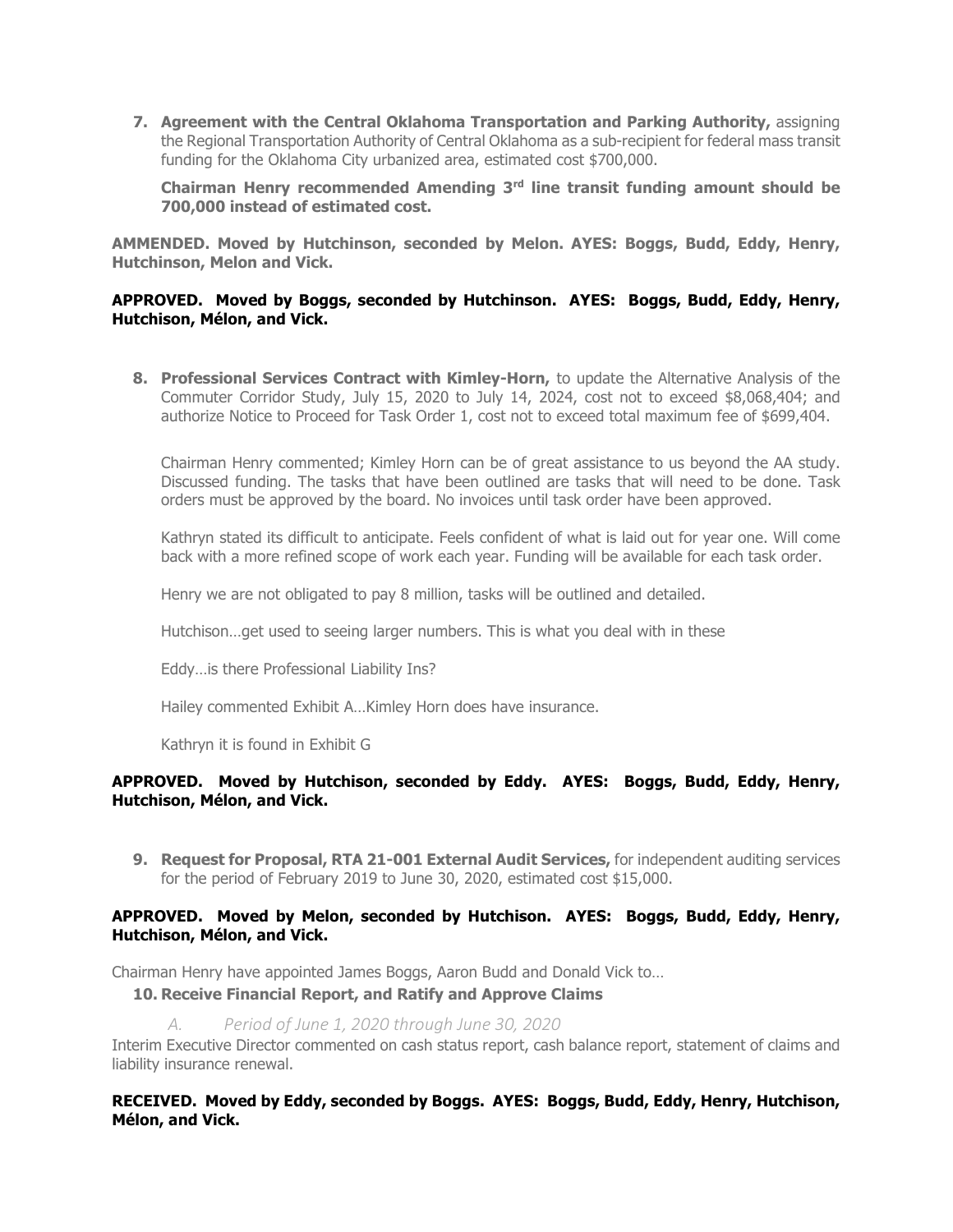7. **Agreement with the Central Oklahoma Transportation and Parking Authority,** assigning the Regional Transportation Authority of Central Oklahoma as a sub-recipient for federal mass transit funding for the Oklahoma City urbanized area, estimated cost $700,000.

   **Chairman Henry recommended Amending 3rd line transit funding amount should be 700,000 instead of estimated cost.**

**AMMENDED. Moved by Hutchinson, seconded by Melon. AYES: Boggs, Budd, Eddy, Henry, Hutchinson, Melon and Vick.**

**APPROVED. Moved by Boggs, seconded by Hutchinson. AYES: Boggs, Budd, Eddy, Henry, Hutchison, Mélon, and Vick.**

8. **Professional Services Contract with Kimley-Horn,** to update the Alternative Analysis of the Commuter Corridor Study, July 15, 2020 to July 14, 2024, cost not to exceed $8,068,404; and authorize Notice to Proceed for Task Order 1, cost not to exceed total maximum fee of $699,404.

   Chairman Henry commented; Kimley Horn can be of great assistance to us beyond the AA study. Discussed funding. The tasks that have been outlined are tasks that will need to be done. Task orders must be approved by the board. No invoices until task order have been approved.

   Kathryn stated its difficult to anticipate. Feels confident of what is laid out for year one. Will come back with a more refined scope of work each year. Funding will be available for each task order.

   Henry we are not obligated to pay 8 million, tasks will be outlined and detailed.

   Hutchison…get used to seeing larger numbers. This is what you deal with in these

   Eddy…is there Professional Liability Ins?

   Hailey commented Exhibit A…Kimley Horn does have insurance.

   Kathryn it is found in Exhibit G

**APPROVED. Moved by Hutchison, seconded by Eddy. AYES: Boggs, Budd, Eddy, Henry, Hutchison, Mélon, and Vick.**

9. **Request for Proposal, RTA 21-001 External Audit Services,** for independent auditing services for the period of February 2019 to June 30, 2020, estimated cost $15,000.

**APPROVED. Moved by Melon, seconded by Hutchison. AYES: Boggs, Budd, Eddy, Henry, Hutchison, Mélon, and Vick.**

Chairman Henry have appointed James Boggs, Aaron Budd and Donald Vick to…

10. **Receive Financial Report, and Ratify and Approve Claims**

    A. *Period of June 1, 2020 through June 30, 2020*

Interim Executive Director commented on cash status report, cash balance report, statement of claims and liability insurance renewal.

**RECEIVED. Moved by Eddy, seconded by Boggs. AYES: Boggs, Budd, Eddy, Henry, Hutchison, Mélon, and Vick.**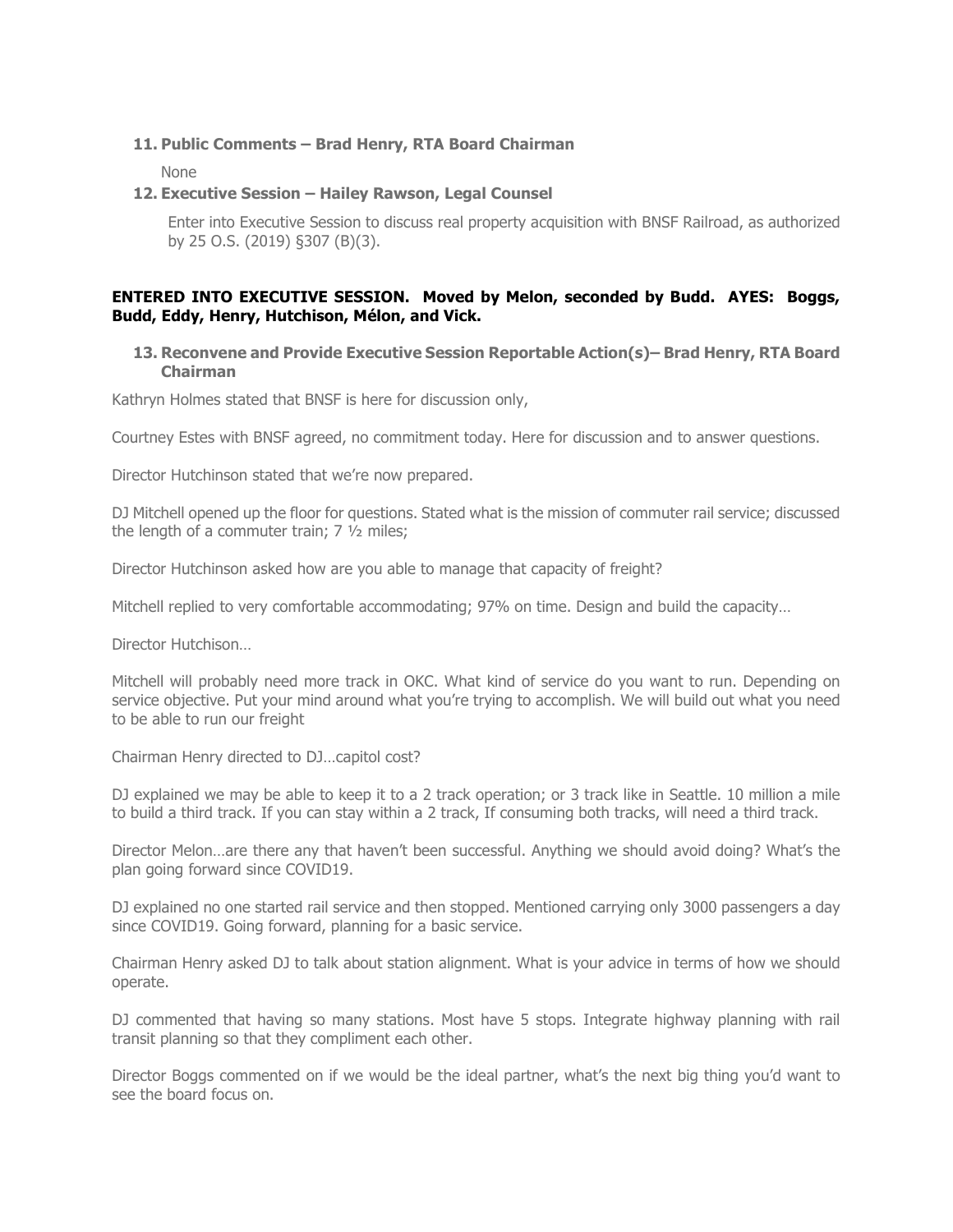**11. Public Comments – Brad Henry, RTA Board Chairman**

None

**12. Executive Session – Hailey Rawson, Legal Counsel**

Enter into Executive Session to discuss real property acquisition with BNSF Railroad, as authorized by 25 O.S. (2019) §307 (B)(3).

**ENTERED INTO EXECUTIVE SESSION. Moved by Melon, seconded by Budd. AYES: Boggs, Budd, Eddy, Henry, Hutchison, Mélon, and Vick.**

**13. Reconvene and Provide Executive Session Reportable Action(s)– Brad Henry, RTA Board Chairman**

Kathryn Holmes stated that BNSF is here for discussion only,

Courtney Estes with BNSF agreed, no commitment today. Here for discussion and to answer questions.

Director Hutchinson stated that we're now prepared.

DJ Mitchell opened up the floor for questions. Stated what is the mission of commuter rail service; discussed the length of a commuter train; 7 ½ miles;

Director Hutchinson asked how are you able to manage that capacity of freight?

Mitchell replied to very comfortable accommodating; 97% on time. Design and build the capacity…

Director Hutchison…

Mitchell will probably need more track in OKC. What kind of service do you want to run. Depending on service objective. Put your mind around what you're trying to accomplish. We will build out what you need to be able to run our freight

Chairman Henry directed to DJ…capitol cost?

DJ explained we may be able to keep it to a 2 track operation; or 3 track like in Seattle. 10 million a mile to build a third track. If you can stay within a 2 track, If consuming both tracks, will need a third track.

Director Melon…are there any that haven't been successful. Anything we should avoid doing? What's the plan going forward since COVID19.

DJ explained no one started rail service and then stopped. Mentioned carrying only 3000 passengers a day since COVID19. Going forward, planning for a basic service.

Chairman Henry asked DJ to talk about station alignment. What is your advice in terms of how we should operate.

DJ commented that having so many stations. Most have 5 stops. Integrate highway planning with rail transit planning so that they compliment each other.

Director Boggs commented on if we would be the ideal partner, what's the next big thing you'd want to see the board focus on.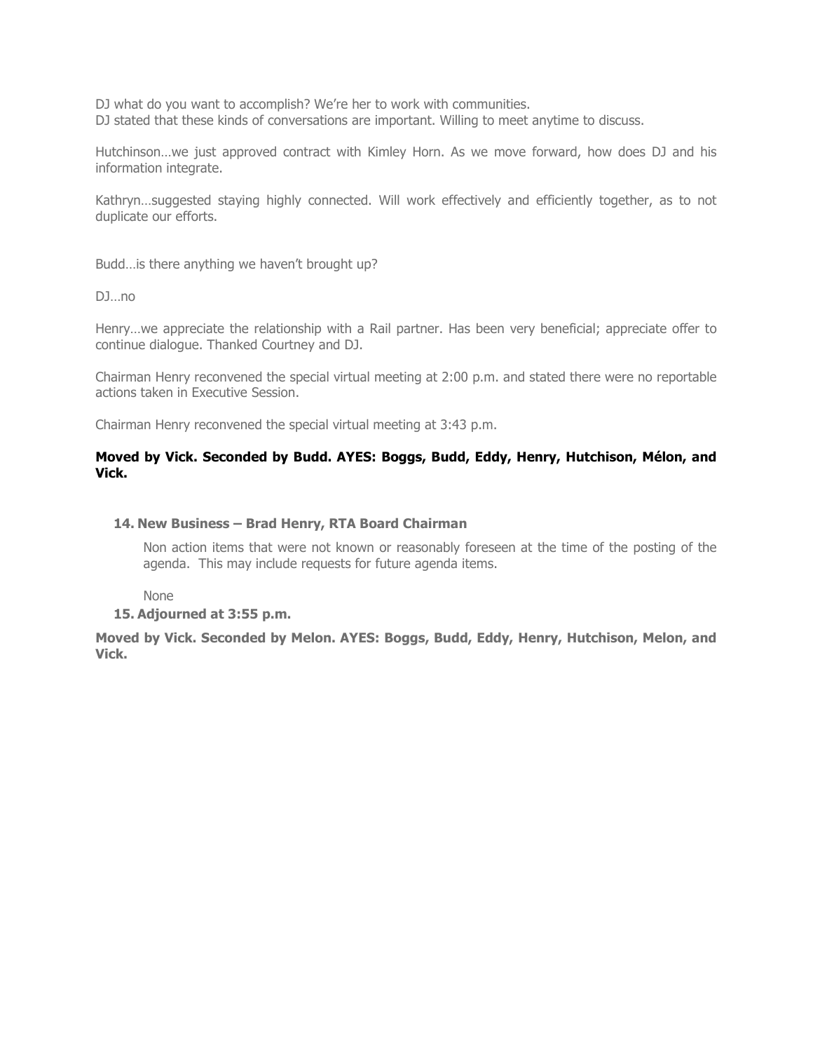DJ what do you want to accomplish? We're her to work with communities.
DJ stated that these kinds of conversations are important. Willing to meet anytime to discuss.

Hutchinson…we just approved contract with Kimley Horn. As we move forward, how does DJ and his information integrate.

Kathryn…suggested staying highly connected. Will work effectively and efficiently together, as to not duplicate our efforts.

Budd…is there anything we haven't brought up?

DJ…no

Henry…we appreciate the relationship with a Rail partner. Has been very beneficial; appreciate offer to continue dialogue. Thanked Courtney and DJ.

Chairman Henry reconvened the special virtual meeting at 2:00 p.m. and stated there were no reportable actions taken in Executive Session.

Chairman Henry reconvened the special virtual meeting at 3:43 p.m.

**Moved by Vick. Seconded by Budd. AYES: Boggs, Budd, Eddy, Henry, Hutchison, Mélon, and Vick.**

**14. New Business – Brad Henry, RTA Board Chairman**

Non action items that were not known or reasonably foreseen at the time of the posting of the agenda. This may include requests for future agenda items.

None

**15. Adjourned at 3:55 p.m.**

**Moved by Vick. Seconded by Melon. AYES: Boggs, Budd, Eddy, Henry, Hutchison, Melon, and Vick.**